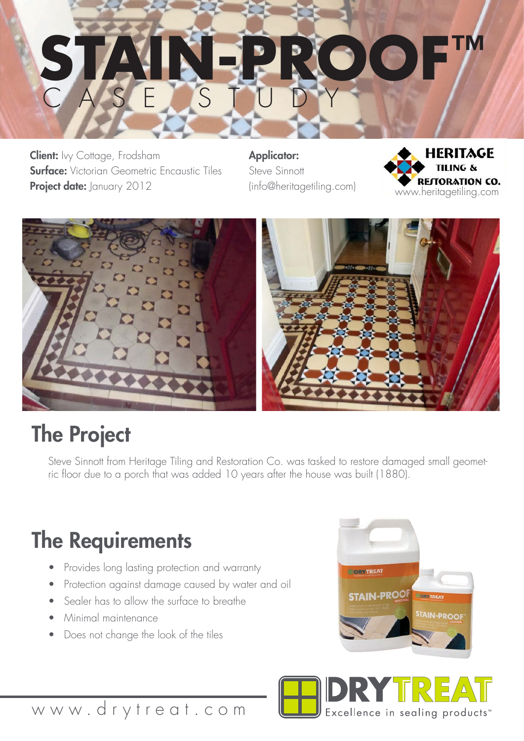# STAIN-PROOF™

CASE STUDY

**Client:** Ivy Cottage, Frodsham
**Surface:** Victorian Geometric Encaustic Tiles
**Project date:** January 2012

**Applicator:**
Steve Sinnott
(info@heritagetiling.com)

HERITAGE TILING & RESTORATION CO.
www.heritagetiling.com

## The Project

Steve Sinnott from Heritage Tiling and Restoration Co. was tasked to restore damaged small geometric floor due to a porch that was added 10 years after the house was built (1880).

## The Requirements

- Provides long lasting protection and warranty
- Protection against damage caused by water and oil
- Sealer has to allow the surface to breathe
- Minimal maintenance
- Does not change the look of the tiles

www.drytreat.com

DRYTREAT
Excellence in sealing products™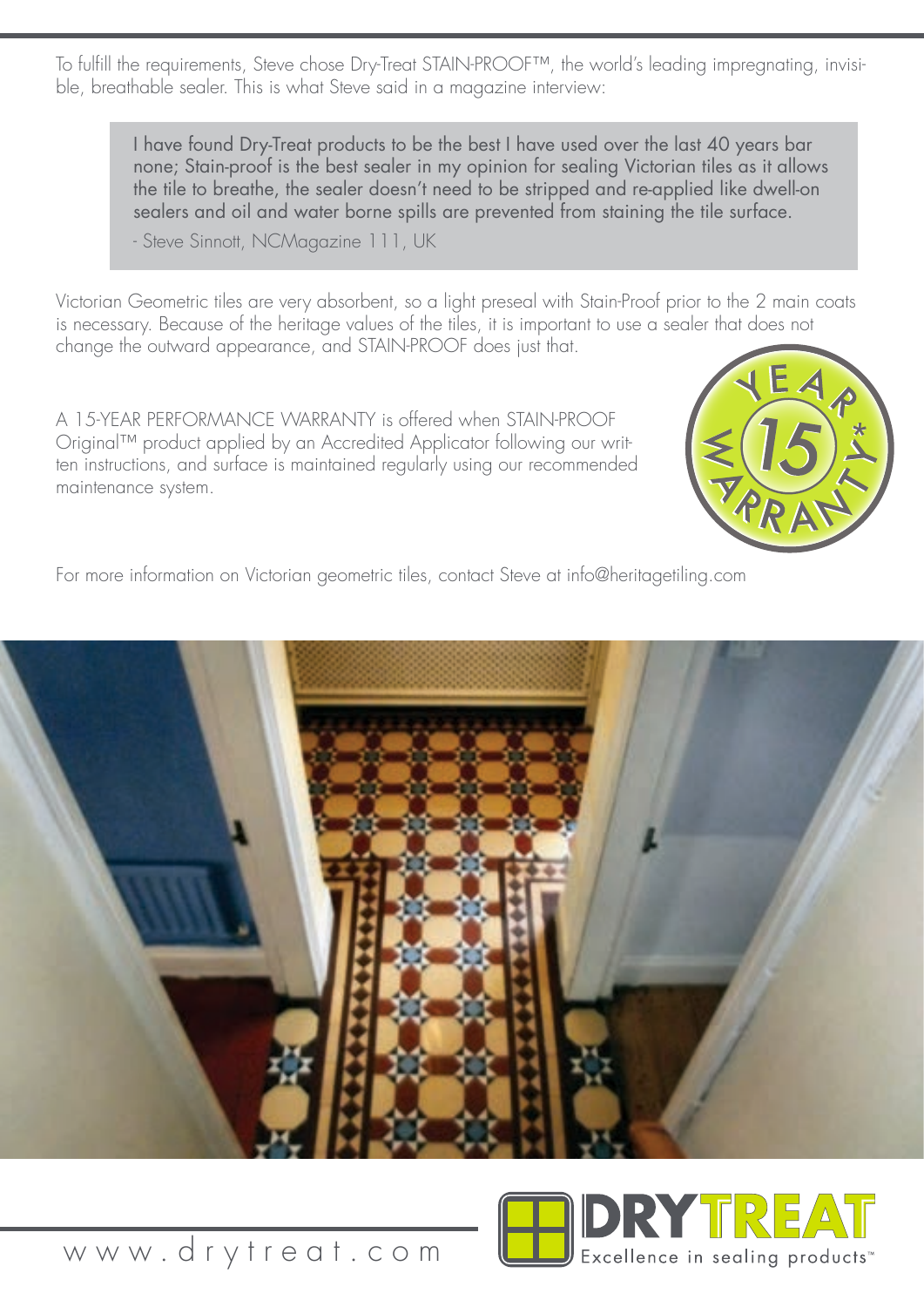To fulfill the requirements, Steve chose Dry-Treat STAIN-PROOF™, the world's leading impregnating, invisible, breathable sealer. This is what Steve said in a magazine interview:

> I have found Dry-Treat products to be the best I have used over the last 40 years bar none; Stain-proof is the best sealer in my opinion for sealing Victorian tiles as it allows the tile to breathe, the sealer doesn't need to be stripped and re-applied like dwell-on sealers and oil and water borne spills are prevented from staining the tile surface.
>
> - Steve Sinnott, NCMagazine 111, UK

Victorian Geometric tiles are very absorbent, so a light preseal with Stain-Proof prior to the 2 main coats is necessary. Because of the heritage values of the tiles, it is important to use a sealer that does not change the outward appearance, and STAIN-PROOF does just that.

A 15-YEAR PERFORMANCE WARRANTY is offered when STAIN-PROOF Original™ product applied by an Accredited Applicator following our written instructions, and surface is maintained regularly using our recommended maintenance system.

YEAR 15 WARRANTY*

For more information on Victorian geometric tiles, contact Steve at info@heritagetiling.com

www.drytreat.com

DRYTREAT Excellence in sealing products™